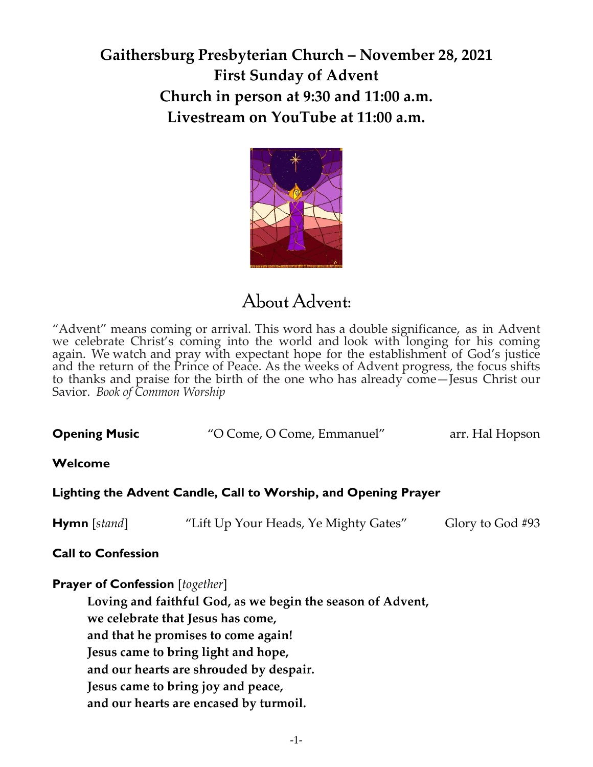# Gaithersburg Presbyterian Church – November 28, 2021
# First Sunday of Advent
# Church in person at 9:30 and 11:00 a.m.
# Livestream on YouTube at 11:00 a.m.

## About Advent:

"Advent" means coming or arrival. This word has a double significance, as in Advent we celebrate Christ's coming into the world and look with longing for his coming again. We watch and pray with expectant hope for the establishment of God's justice and the return of the Prince of Peace. As the weeks of Advent progress, the focus shifts to thanks and praise for the birth of the one who has already come—Jesus Christ our Savior. *Book of Common Worship*

**Opening Music** "O Come, O Come, Emmanuel" arr. Hal Hopson

**Welcome**

**Lighting the Advent Candle, Call to Worship, and Opening Prayer**

**Hymn** [*stand*] "Lift Up Your Heads, Ye Mighty Gates" Glory to God #93

**Call to Confession**

**Prayer of Confession** [*together*]

**Loving and faithful God, as we begin the season of Advent,**
**we celebrate that Jesus has come,**
**and that he promises to come again!**
**Jesus came to bring light and hope,**
**and our hearts are shrouded by despair.**
**Jesus came to bring joy and peace,**
**and our hearts are encased by turmoil.**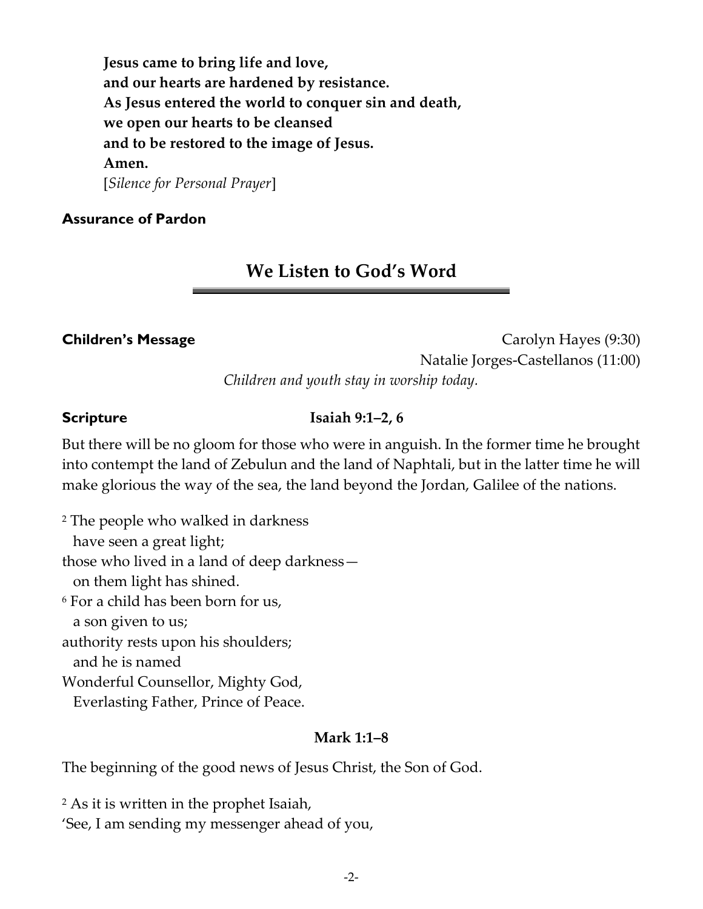**Jesus came to bring life and love,**
**and our hearts are hardened by resistance.**
**As Jesus entered the world to conquer sin and death,**
**we open our hearts to be cleansed**
**and to be restored to the image of Jesus.**
**Amen.**
[*Silence for Personal Prayer*]

**Assurance of Pardon**

## We Listen to God's Word

**Children's Message** Carolyn Hayes (9:30)
Natalie Jorges-Castellanos (11:00)
*Children and youth stay in worship today.*

**Scripture** **Isaiah 9:1–2, 6**

But there will be no gloom for those who were in anguish. In the former time he brought into contempt the land of Zebulun and the land of Naphtali, but in the latter time he will make glorious the way of the sea, the land beyond the Jordan, Galilee of the nations.

2 The people who walked in darkness
  have seen a great light;
those who lived in a land of deep darkness—
  on them light has shined.
6 For a child has been born for us,
  a son given to us;
authority rests upon his shoulders;
  and he is named
Wonderful Counsellor, Mighty God,
  Everlasting Father, Prince of Peace.

**Mark 1:1–8**

The beginning of the good news of Jesus Christ, the Son of God.

2 As it is written in the prophet Isaiah,
'See, I am sending my messenger ahead of you,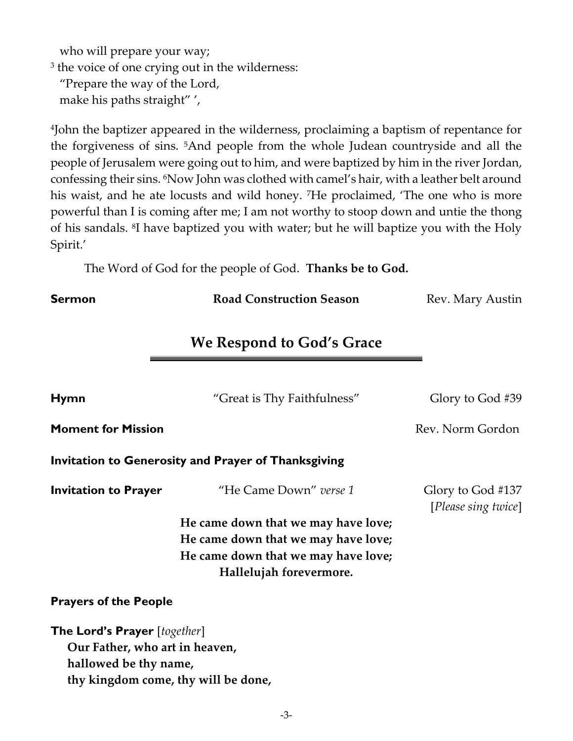who will prepare your way;  
[3] the voice of one crying out in the wilderness:  
"Prepare the way of the Lord,  
make his paths straight" ',

[4]John the baptizer appeared in the wilderness, proclaiming a baptism of repentance for the forgiveness of sins. [5]And people from the whole Judean countryside and all the people of Jerusalem were going out to him, and were baptized by him in the river Jordan, confessing their sins. [6]Now John was clothed with camel's hair, with a leather belt around his waist, and he ate locusts and wild honey. [7]He proclaimed, 'The one who is more powerful than I is coming after me; I am not worthy to stoop down and untie the thong of his sandals. [8]I have baptized you with water; but he will baptize you with the Holy Spirit.'

The Word of God for the people of God. **Thanks be to God.**

**Sermon** — **Road Construction Season** — Rev. Mary Austin

## We Respond to God's Grace

**Hymn** — "Great is Thy Faithfulness" — Glory to God #39

**Moment for Mission** — Rev. Norm Gordon

**Invitation to Generosity and Prayer of Thanksgiving**

**Invitation to Prayer** — "He Came Down" *verse 1* — Glory to God #137 [*Please sing twice*]

**He came down that we may have love;**  
**He came down that we may have love;**  
**He came down that we may have love;**  
**Hallelujah forevermore.**

**Prayers of the People**

**The Lord's Prayer** [*together*]  
**Our Father, who art in heaven,**  
**hallowed be thy name,**  
**thy kingdom come, thy will be done,**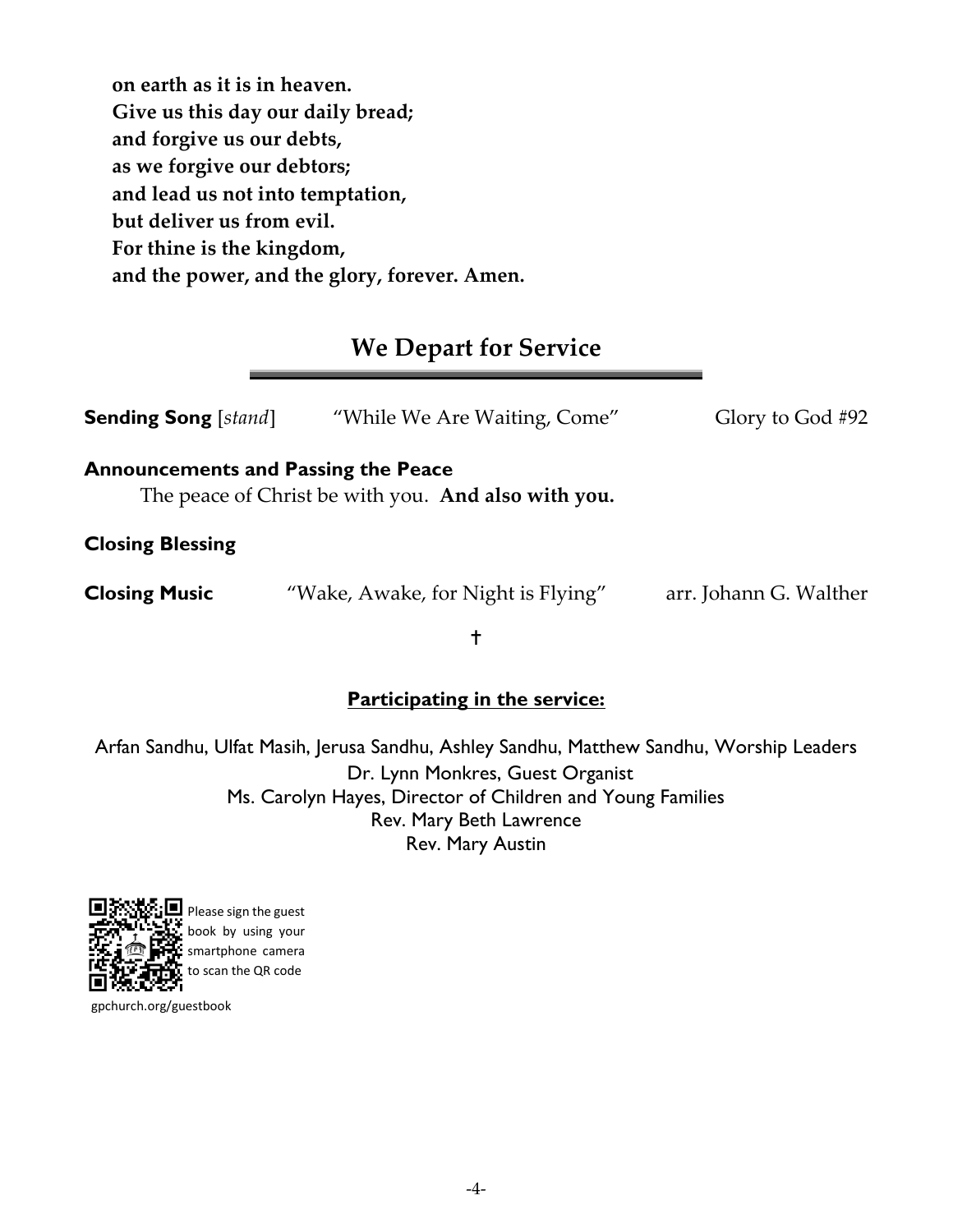**on earth as it is in heaven.**
**Give us this day our daily bread;**
**and forgive us our debts,**
**as we forgive our debtors;**
**and lead us not into temptation,**
**but deliver us from evil.**
**For thine is the kingdom,**
**and the power, and the glory, forever. Amen.**

## We Depart for Service

**Sending Song** [*stand*] "While We Are Waiting, Come" Glory to God #92

**Announcements and Passing the Peace**

The peace of Christ be with you. **And also with you.**

**Closing Blessing**

**Closing Music** "Wake, Awake, for Night is Flying" arr. Johann G. Walther

†

**Participating in the service:**

Arfan Sandhu, Ulfat Masih, Jerusa Sandhu, Ashley Sandhu, Matthew Sandhu, Worship Leaders
Dr. Lynn Monkres, Guest Organist
Ms. Carolyn Hayes, Director of Children and Young Families
Rev. Mary Beth Lawrence
Rev. Mary Austin

Please sign the guest book by using your smartphone camera to scan the QR code

gpchurch.org/guestbook